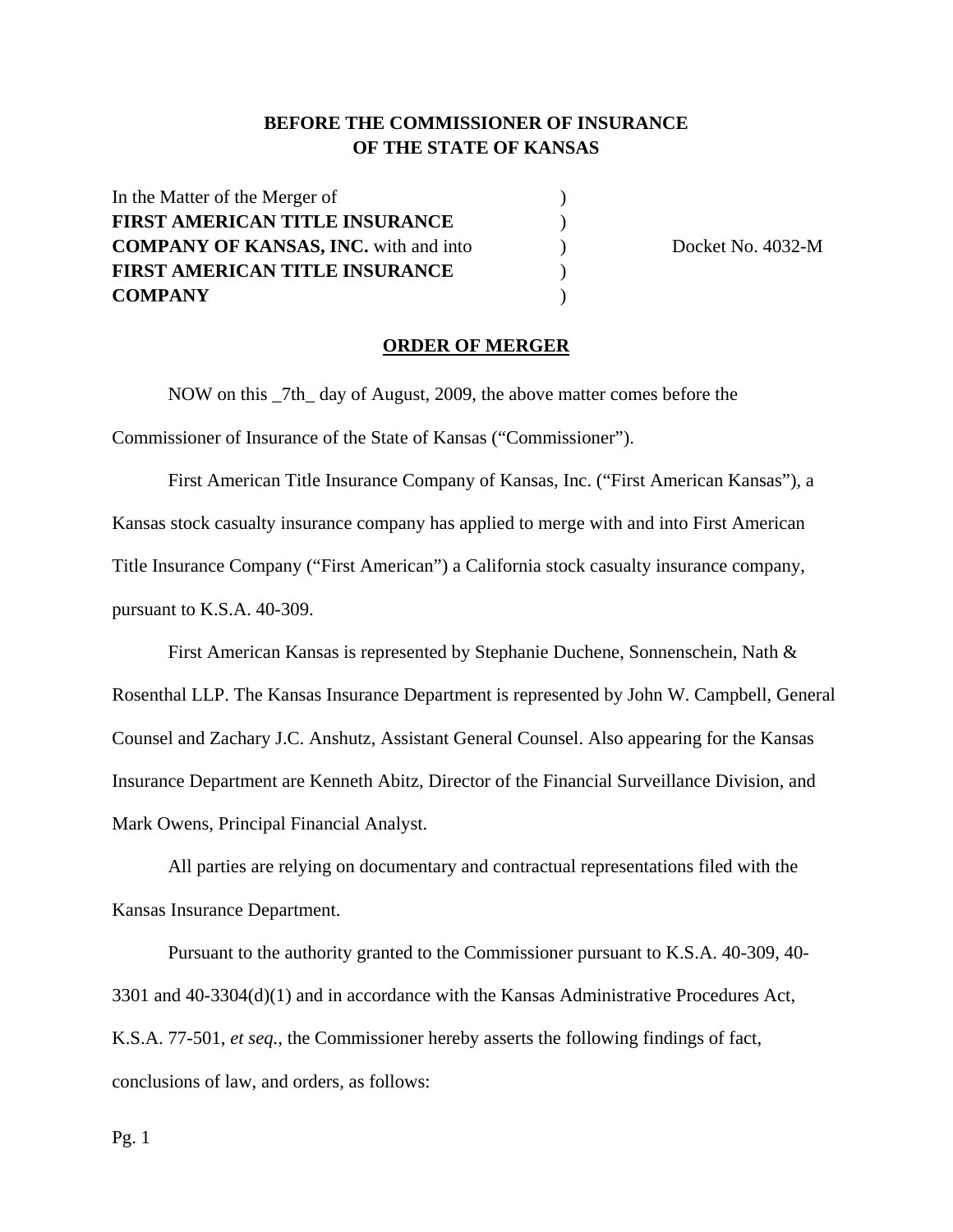**BEFORE THE COMMISSIONER OF INSURANCE**
**OF THE STATE OF KANSAS**

| | | |
|---|---|---|
| In the Matter of the Merger of | ) | |
| **FIRST AMERICAN TITLE INSURANCE** | ) | |
| **COMPANY OF KANSAS, INC.** with and into | ) | Docket No. 4032-M |
| **FIRST AMERICAN TITLE INSURANCE** | ) | |
| **COMPANY** | ) | |

**ORDER OF MERGER**

NOW on this _7th_ day of August, 2009, the above matter comes before the Commissioner of Insurance of the State of Kansas ("Commissioner").

First American Title Insurance Company of Kansas, Inc. ("First American Kansas"), a Kansas stock casualty insurance company has applied to merge with and into First American Title Insurance Company ("First American") a California stock casualty insurance company, pursuant to K.S.A. 40-309.

First American Kansas is represented by Stephanie Duchene, Sonnenschein, Nath & Rosenthal LLP. The Kansas Insurance Department is represented by John W. Campbell, General Counsel and Zachary J.C. Anshutz, Assistant General Counsel. Also appearing for the Kansas Insurance Department are Kenneth Abitz, Director of the Financial Surveillance Division, and Mark Owens, Principal Financial Analyst.

All parties are relying on documentary and contractual representations filed with the Kansas Insurance Department.

Pursuant to the authority granted to the Commissioner pursuant to K.S.A. 40-309, 40-3301 and 40-3304(d)(1) and in accordance with the Kansas Administrative Procedures Act, K.S.A. 77-501, *et seq.*, the Commissioner hereby asserts the following findings of fact, conclusions of law, and orders, as follows: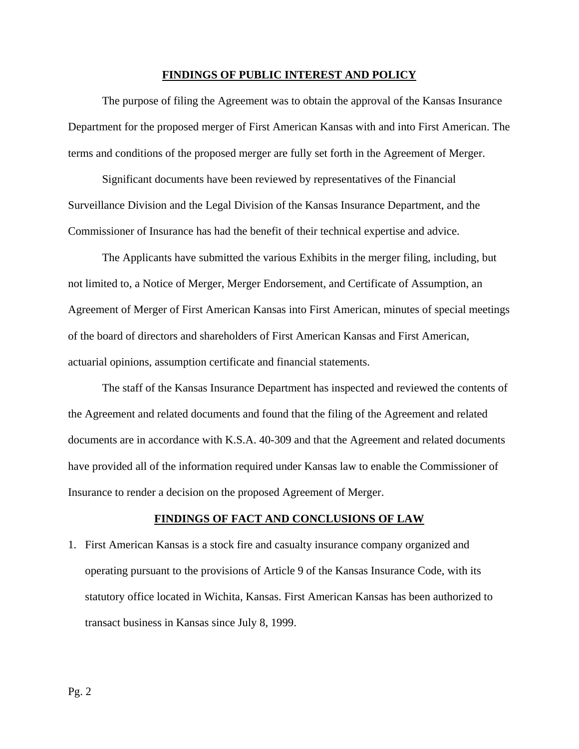## FINDINGS OF PUBLIC INTEREST AND POLICY

The purpose of filing the Agreement was to obtain the approval of the Kansas Insurance Department for the proposed merger of First American Kansas with and into First American. The terms and conditions of the proposed merger are fully set forth in the Agreement of Merger.

Significant documents have been reviewed by representatives of the Financial Surveillance Division and the Legal Division of the Kansas Insurance Department, and the Commissioner of Insurance has had the benefit of their technical expertise and advice.

The Applicants have submitted the various Exhibits in the merger filing, including, but not limited to, a Notice of Merger, Merger Endorsement, and Certificate of Assumption, an Agreement of Merger of First American Kansas into First American, minutes of special meetings of the board of directors and shareholders of First American Kansas and First American, actuarial opinions, assumption certificate and financial statements.

The staff of the Kansas Insurance Department has inspected and reviewed the contents of the Agreement and related documents and found that the filing of the Agreement and related documents are in accordance with K.S.A. 40-309 and that the Agreement and related documents have provided all of the information required under Kansas law to enable the Commissioner of Insurance to render a decision on the proposed Agreement of Merger.

## FINDINGS OF FACT AND CONCLUSIONS OF LAW

1. First American Kansas is a stock fire and casualty insurance company organized and operating pursuant to the provisions of Article 9 of the Kansas Insurance Code, with its statutory office located in Wichita, Kansas. First American Kansas has been authorized to transact business in Kansas since July 8, 1999.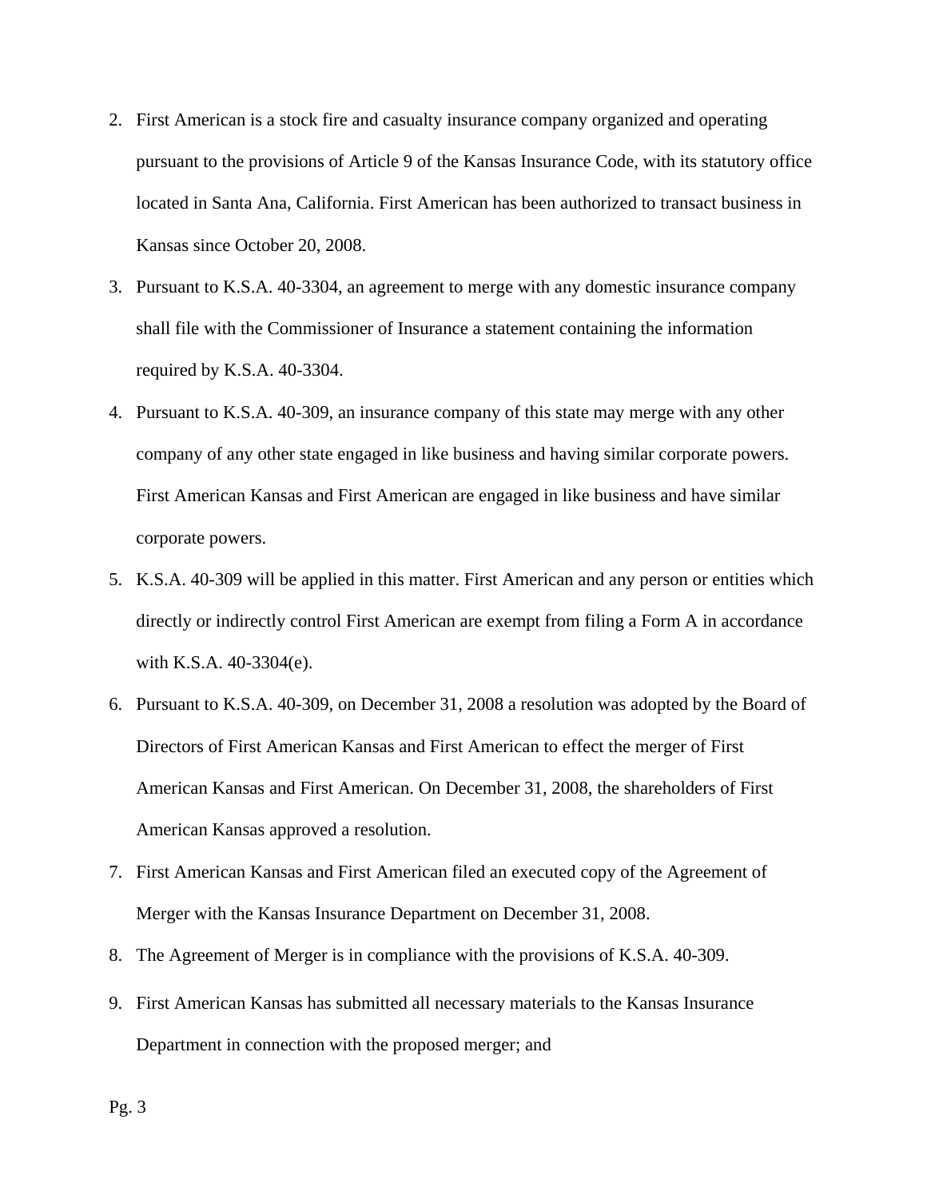2. First American is a stock fire and casualty insurance company organized and operating pursuant to the provisions of Article 9 of the Kansas Insurance Code, with its statutory office located in Santa Ana, California. First American has been authorized to transact business in Kansas since October 20, 2008.
3. Pursuant to K.S.A. 40-3304, an agreement to merge with any domestic insurance company shall file with the Commissioner of Insurance a statement containing the information required by K.S.A. 40-3304.
4. Pursuant to K.S.A. 40-309, an insurance company of this state may merge with any other company of any other state engaged in like business and having similar corporate powers. First American Kansas and First American are engaged in like business and have similar corporate powers.
5. K.S.A. 40-309 will be applied in this matter. First American and any person or entities which directly or indirectly control First American are exempt from filing a Form A in accordance with K.S.A. 40-3304(e).
6. Pursuant to K.S.A. 40-309, on December 31, 2008 a resolution was adopted by the Board of Directors of First American Kansas and First American to effect the merger of First American Kansas and First American. On December 31, 2008, the shareholders of First American Kansas approved a resolution.
7. First American Kansas and First American filed an executed copy of the Agreement of Merger with the Kansas Insurance Department on December 31, 2008.
8. The Agreement of Merger is in compliance with the provisions of K.S.A. 40-309.
9. First American Kansas has submitted all necessary materials to the Kansas Insurance Department in connection with the proposed merger; and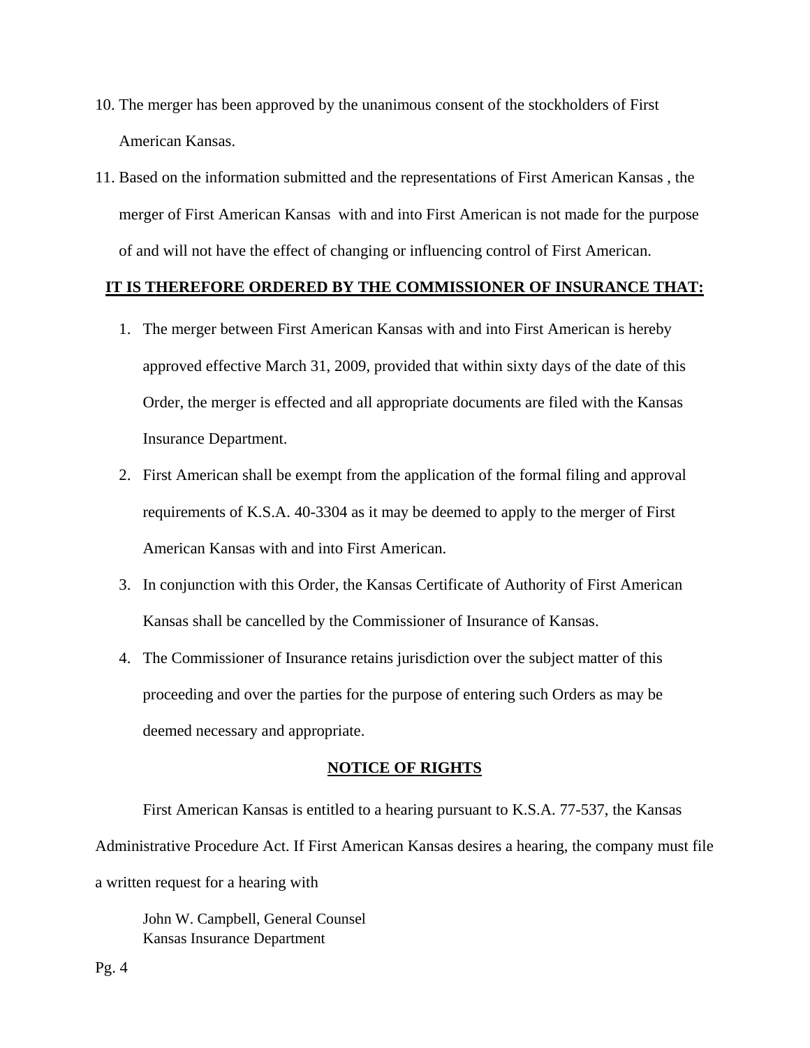10. The merger has been approved by the unanimous consent of the stockholders of First American Kansas.

11. Based on the information submitted and the representations of First American Kansas , the merger of First American Kansas with and into First American is not made for the purpose of and will not have the effect of changing or influencing control of First American.

**IT IS THEREFORE ORDERED BY THE COMMISSIONER OF INSURANCE THAT:**

1. The merger between First American Kansas with and into First American is hereby approved effective March 31, 2009, provided that within sixty days of the date of this Order, the merger is effected and all appropriate documents are filed with the Kansas Insurance Department.

2. First American shall be exempt from the application of the formal filing and approval requirements of K.S.A. 40-3304 as it may be deemed to apply to the merger of First American Kansas with and into First American.

3. In conjunction with this Order, the Kansas Certificate of Authority of First American Kansas shall be cancelled by the Commissioner of Insurance of Kansas.

4. The Commissioner of Insurance retains jurisdiction over the subject matter of this proceeding and over the parties for the purpose of entering such Orders as may be deemed necessary and appropriate.

**NOTICE OF RIGHTS**

First American Kansas is entitled to a hearing pursuant to K.S.A. 77-537, the Kansas Administrative Procedure Act. If First American Kansas desires a hearing, the company must file a written request for a hearing with

John W. Campbell, General Counsel
Kansas Insurance Department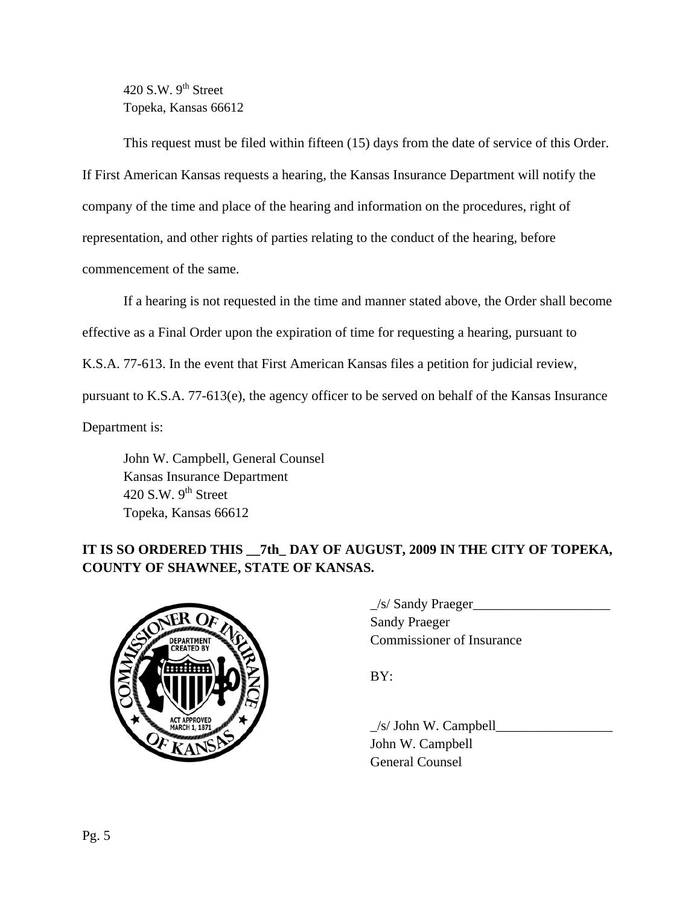420 S.W. 9th Street
Topeka, Kansas 66612

This request must be filed within fifteen (15) days from the date of service of this Order. If First American Kansas requests a hearing, the Kansas Insurance Department will notify the company of the time and place of the hearing and information on the procedures, right of representation, and other rights of parties relating to the conduct of the hearing, before commencement of the same.

If a hearing is not requested in the time and manner stated above, the Order shall become effective as a Final Order upon the expiration of time for requesting a hearing, pursuant to K.S.A. 77-613. In the event that First American Kansas files a petition for judicial review, pursuant to K.S.A. 77-613(e), the agency officer to be served on behalf of the Kansas Insurance Department is:

John W. Campbell, General Counsel
Kansas Insurance Department
420 S.W. 9th Street
Topeka, Kansas 66612

**IT IS SO ORDERED THIS __7th_ DAY OF AUGUST, 2009 IN THE CITY OF TOPEKA, COUNTY OF SHAWNEE, STATE OF KANSAS.**

_/s/ Sandy Praeger____________________
Sandy Praeger
Commissioner of Insurance

BY:

_/s/ John W. Campbell_________________
John W. Campbell
General Counsel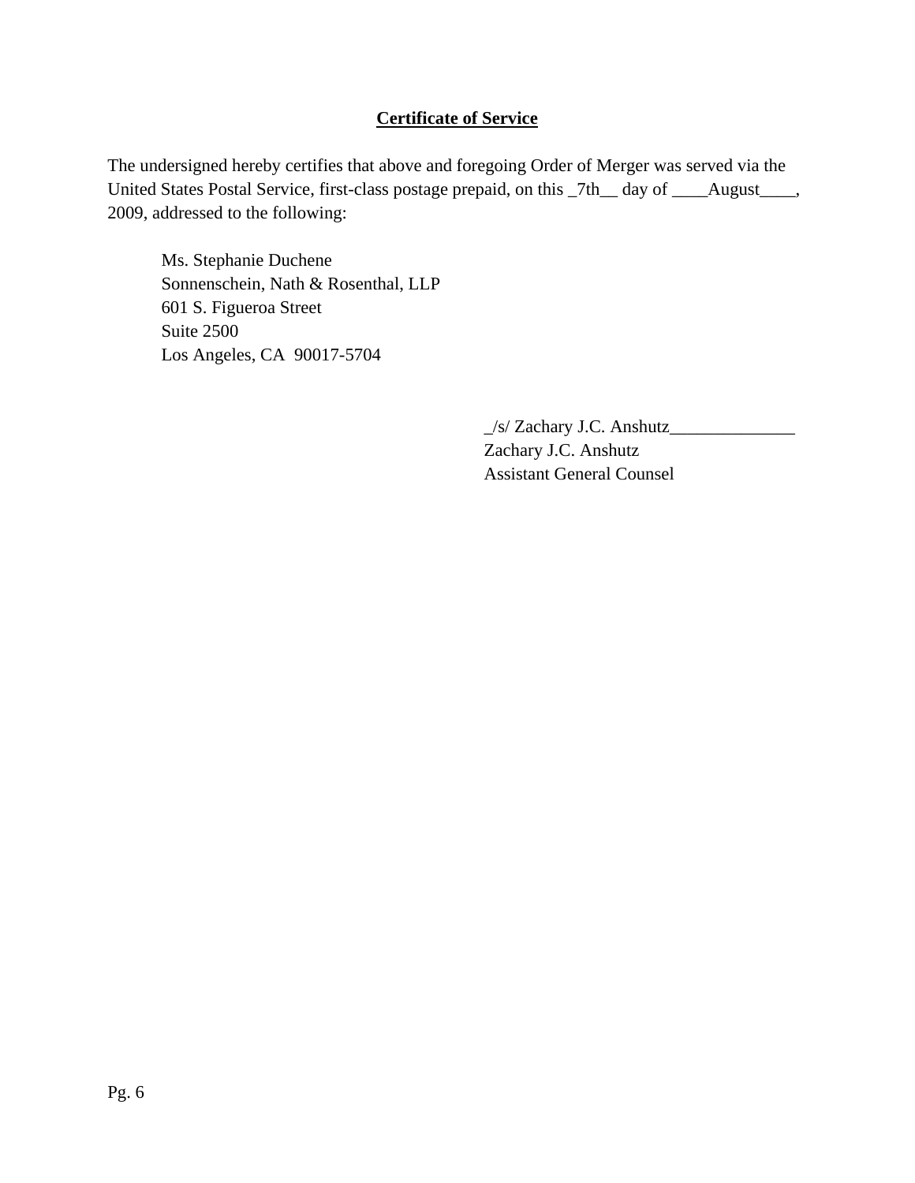**Certificate of Service**

The undersigned hereby certifies that above and foregoing Order of Merger was served via the United States Postal Service, first-class postage prepaid, on this _7th__ day of ____August____, 2009, addressed to the following:

Ms. Stephanie Duchene
Sonnenschein, Nath & Rosenthal, LLP
601 S. Figueroa Street
Suite 2500
Los Angeles, CA 90017-5704

_/s/ Zachary J.C. Anshutz______________
Zachary J.C. Anshutz
Assistant General Counsel